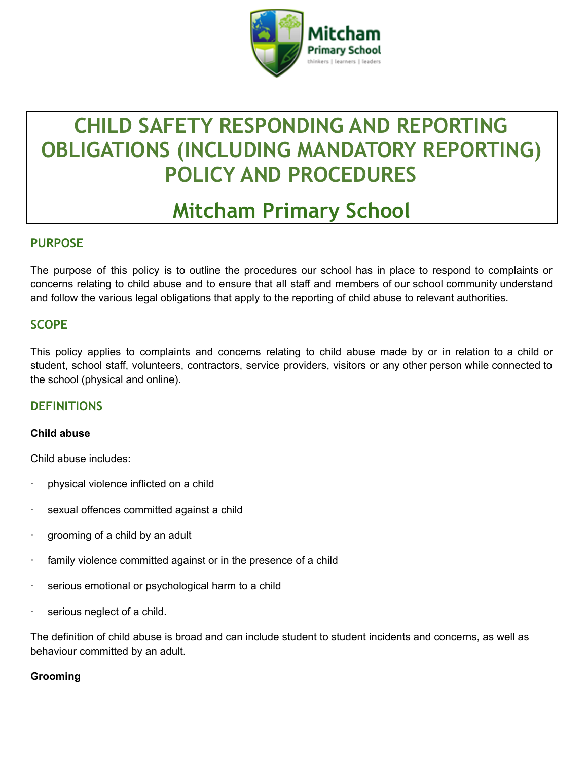# CHILD SAFETY RESPONDING AND REPORTING OBLIGATIONS (INCLUDING MANDATORY REPORTING) POLICY AND PROCEDURES

# Mitcham Primary School

## PURPOSE

The purpose of this policy is to outline the procedures our school has in place to respond to complaints or concerns relating to child abuse and to ensure that all staff and members of our school community understand and follow the various legal obligations that apply to the reporting of child abuse to relevant authorities.

## SCOPE

This policy applies to complaints and concerns relating to child abuse made by or in relation to a child or student, school staff, volunteers, contractors, service providers, visitors or any other person while connected to the school (physical and online).

## DEFINITIONS

**Child abuse**

Child abuse includes:

- physical violence inflicted on a child
- sexual offences committed against a child
- grooming of a child by an adult
- family violence committed against or in the presence of a child
- serious emotional or psychological harm to a child
- serious neglect of a child.

The definition of child abuse is broad and can include student to student incidents and concerns, as well as behaviour committed by an adult.

**Grooming**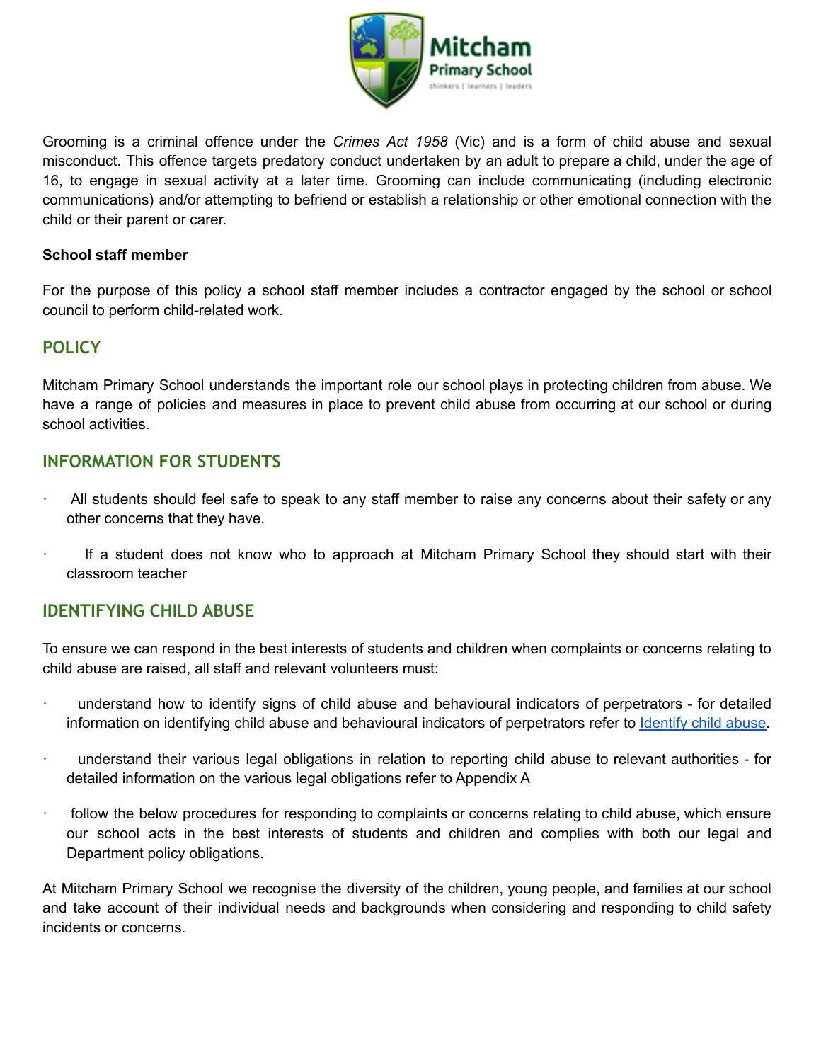Grooming is a criminal offence under the *Crimes Act 1958* (Vic) and is a form of child abuse and sexual misconduct. This offence targets predatory conduct undertaken by an adult to prepare a child, under the age of 16, to engage in sexual activity at a later time. Grooming can include communicating (including electronic communications) and/or attempting to befriend or establish a relationship or other emotional connection with the child or their parent or carer.

**School staff member**

For the purpose of this policy a school staff member includes a contractor engaged by the school or school council to perform child-related work.

## POLICY

Mitcham Primary School understands the important role our school plays in protecting children from abuse. We have a range of policies and measures in place to prevent child abuse from occurring at our school or during school activities.

## INFORMATION FOR STUDENTS

- All students should feel safe to speak to any staff member to raise any concerns about their safety or any other concerns that they have.
- If a student does not know who to approach at Mitcham Primary School they should start with their classroom teacher

## IDENTIFYING CHILD ABUSE

To ensure we can respond in the best interests of students and children when complaints or concerns relating to child abuse are raised, all staff and relevant volunteers must:

- understand how to identify signs of child abuse and behavioural indicators of perpetrators - for detailed information on identifying child abuse and behavioural indicators of perpetrators refer to [Identify child abuse](#).
- understand their various legal obligations in relation to reporting child abuse to relevant authorities - for detailed information on the various legal obligations refer to Appendix A
- follow the below procedures for responding to complaints or concerns relating to child abuse, which ensure our school acts in the best interests of students and children and complies with both our legal and Department policy obligations.

At Mitcham Primary School we recognise the diversity of the children, young people, and families at our school and take account of their individual needs and backgrounds when considering and responding to child safety incidents or concerns.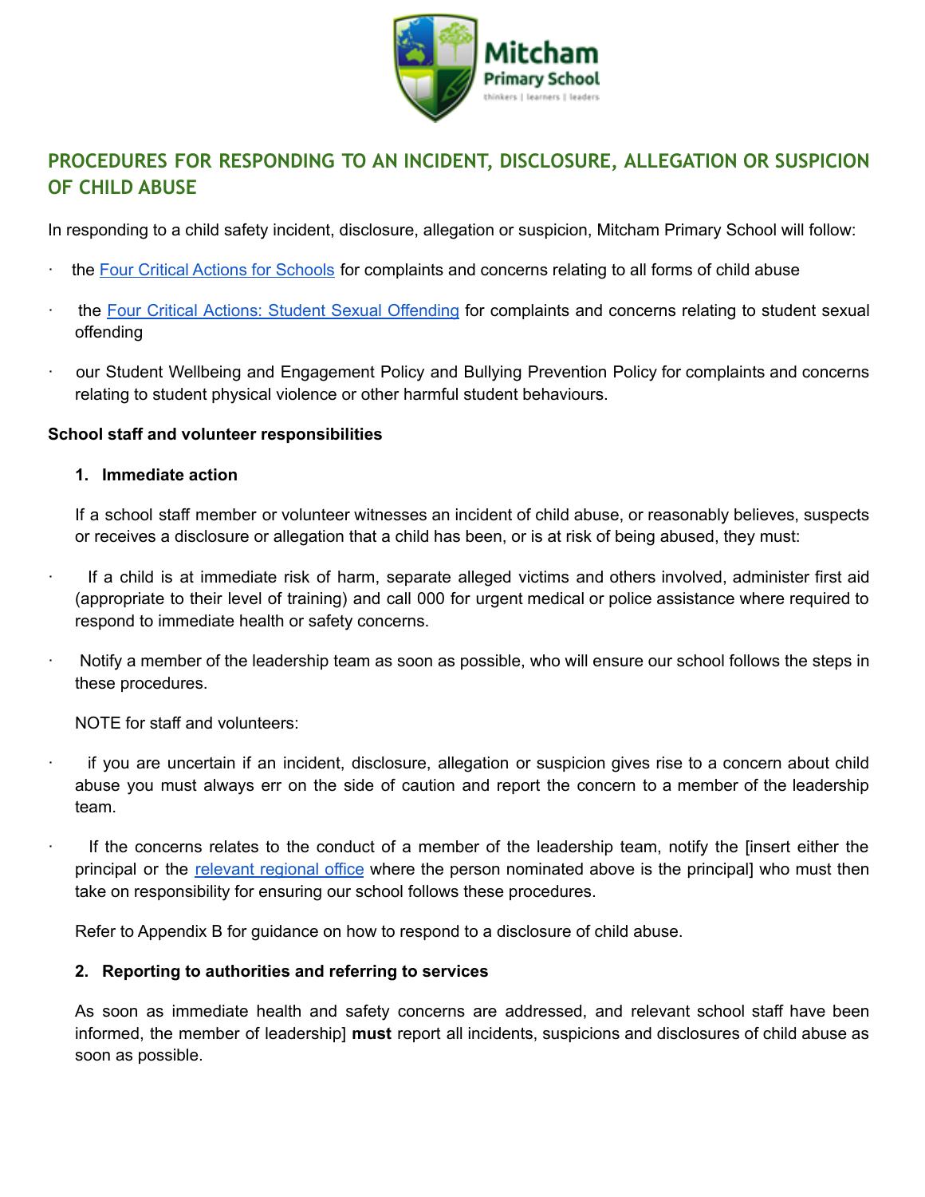## PROCEDURES FOR RESPONDING TO AN INCIDENT, DISCLOSURE, ALLEGATION OR SUSPICION OF CHILD ABUSE

In responding to a child safety incident, disclosure, allegation or suspicion, Mitcham Primary School will follow:

- the Four Critical Actions for Schools for complaints and concerns relating to all forms of child abuse
- the Four Critical Actions: Student Sexual Offending for complaints and concerns relating to student sexual offending
- our Student Wellbeing and Engagement Policy and Bullying Prevention Policy for complaints and concerns relating to student physical violence or other harmful student behaviours.

**School staff and volunteer responsibilities**

1. **Immediate action**

If a school staff member or volunteer witnesses an incident of child abuse, or reasonably believes, suspects or receives a disclosure or allegation that a child has been, or is at risk of being abused, they must:

- If a child is at immediate risk of harm, separate alleged victims and others involved, administer first aid (appropriate to their level of training) and call 000 for urgent medical or police assistance where required to respond to immediate health or safety concerns.
- Notify a member of the leadership team as soon as possible, who will ensure our school follows the steps in these procedures.

NOTE for staff and volunteers:

- if you are uncertain if an incident, disclosure, allegation or suspicion gives rise to a concern about child abuse you must always err on the side of caution and report the concern to a member of the leadership team.
- If the concerns relates to the conduct of a member of the leadership team, notify the [insert either the principal or the relevant regional office where the person nominated above is the principal] who must then take on responsibility for ensuring our school follows these procedures.

Refer to Appendix B for guidance on how to respond to a disclosure of child abuse.

2. **Reporting to authorities and referring to services**

As soon as immediate health and safety concerns are addressed, and relevant school staff have been informed, the member of leadership] **must** report all incidents, suspicions and disclosures of child abuse as soon as possible.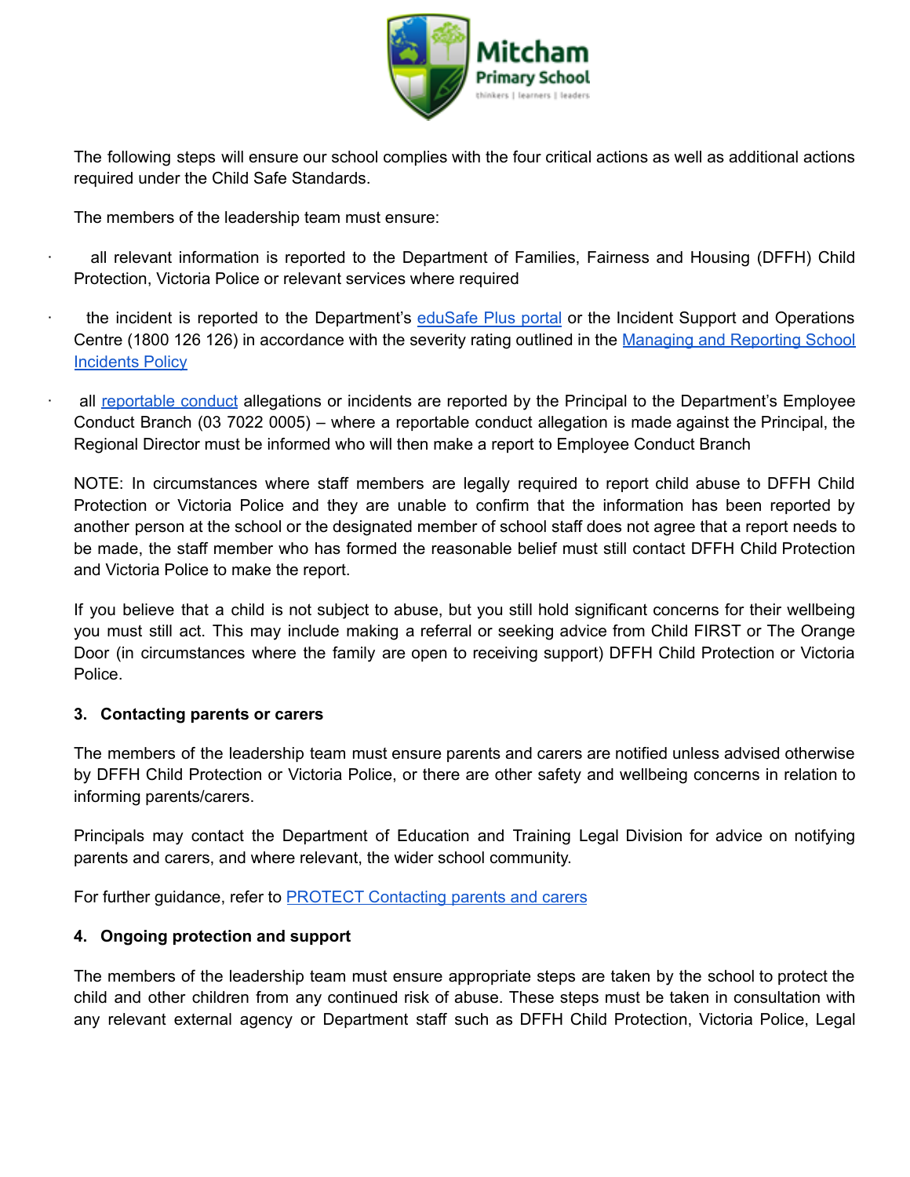The following steps will ensure our school complies with the four critical actions as well as additional actions required under the Child Safe Standards.

The members of the leadership team must ensure:

- all relevant information is reported to the Department of Families, Fairness and Housing (DFFH) Child Protection, Victoria Police or relevant services where required
- the incident is reported to the Department's eduSafe Plus portal or the Incident Support and Operations Centre (1800 126 126) in accordance with the severity rating outlined in the Managing and Reporting School Incidents Policy
- all reportable conduct allegations or incidents are reported by the Principal to the Department's Employee Conduct Branch (03 7022 0005) – where a reportable conduct allegation is made against the Principal, the Regional Director must be informed who will then make a report to Employee Conduct Branch

NOTE: In circumstances where staff members are legally required to report child abuse to DFFH Child Protection or Victoria Police and they are unable to confirm that the information has been reported by another person at the school or the designated member of school staff does not agree that a report needs to be made, the staff member who has formed the reasonable belief must still contact DFFH Child Protection and Victoria Police to make the report.

If you believe that a child is not subject to abuse, but you still hold significant concerns for their wellbeing you must still act. This may include making a referral or seeking advice from Child FIRST or The Orange Door (in circumstances where the family are open to receiving support) DFFH Child Protection or Victoria Police.

### 3. Contacting parents or carers

The members of the leadership team must ensure parents and carers are notified unless advised otherwise by DFFH Child Protection or Victoria Police, or there are other safety and wellbeing concerns in relation to informing parents/carers.

Principals may contact the Department of Education and Training Legal Division for advice on notifying parents and carers, and where relevant, the wider school community.

For further guidance, refer to PROTECT Contacting parents and carers

### 4. Ongoing protection and support

The members of the leadership team must ensure appropriate steps are taken by the school to protect the child and other children from any continued risk of abuse. These steps must be taken in consultation with any relevant external agency or Department staff such as DFFH Child Protection, Victoria Police, Legal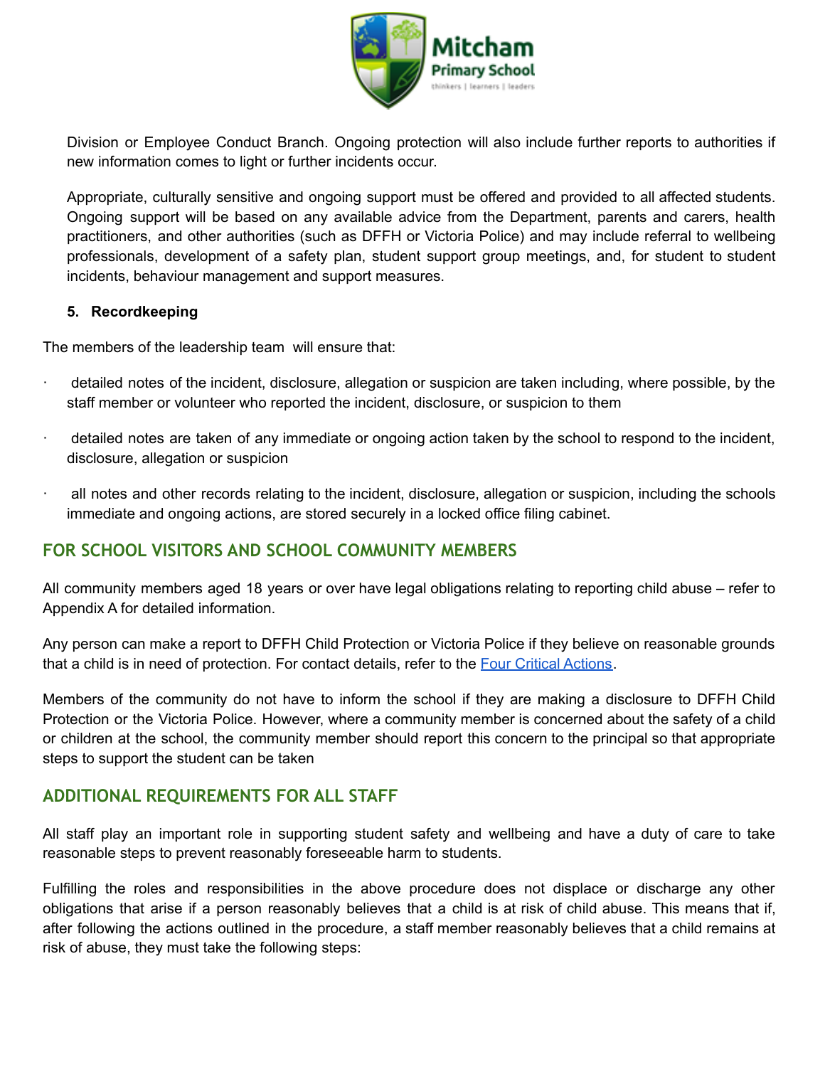Division or Employee Conduct Branch. Ongoing protection will also include further reports to authorities if new information comes to light or further incidents occur.

Appropriate, culturally sensitive and ongoing support must be offered and provided to all affected students. Ongoing support will be based on any available advice from the Department, parents and carers, health practitioners, and other authorities (such as DFFH or Victoria Police) and may include referral to wellbeing professionals, development of a safety plan, student support group meetings, and, for student to student incidents, behaviour management and support measures.

**5. Recordkeeping**

The members of the leadership team will ensure that:

- detailed notes of the incident, disclosure, allegation or suspicion are taken including, where possible, by the staff member or volunteer who reported the incident, disclosure, or suspicion to them
- detailed notes are taken of any immediate or ongoing action taken by the school to respond to the incident, disclosure, allegation or suspicion
- all notes and other records relating to the incident, disclosure, allegation or suspicion, including the schools immediate and ongoing actions, are stored securely in a locked office filing cabinet.

## FOR SCHOOL VISITORS AND SCHOOL COMMUNITY MEMBERS

All community members aged 18 years or over have legal obligations relating to reporting child abuse – refer to Appendix A for detailed information.

Any person can make a report to DFFH Child Protection or Victoria Police if they believe on reasonable grounds that a child is in need of protection. For contact details, refer to the Four Critical Actions.

Members of the community do not have to inform the school if they are making a disclosure to DFFH Child Protection or the Victoria Police. However, where a community member is concerned about the safety of a child or children at the school, the community member should report this concern to the principal so that appropriate steps to support the student can be taken

## ADDITIONAL REQUIREMENTS FOR ALL STAFF

All staff play an important role in supporting student safety and wellbeing and have a duty of care to take reasonable steps to prevent reasonably foreseeable harm to students.

Fulfilling the roles and responsibilities in the above procedure does not displace or discharge any other obligations that arise if a person reasonably believes that a child is at risk of child abuse. This means that if, after following the actions outlined in the procedure, a staff member reasonably believes that a child remains at risk of abuse, they must take the following steps: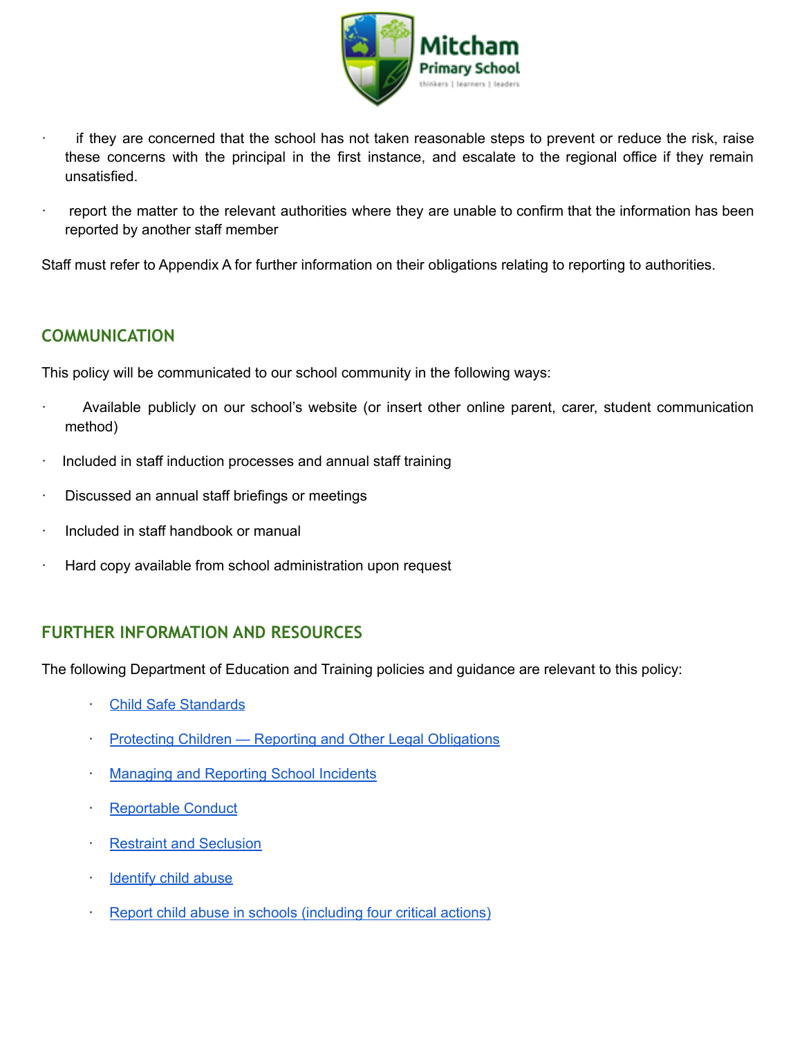- if they are concerned that the school has not taken reasonable steps to prevent or reduce the risk, raise these concerns with the principal in the first instance, and escalate to the regional office if they remain unsatisfied.
- report the matter to the relevant authorities where they are unable to confirm that the information has been reported by another staff member

Staff must refer to Appendix A for further information on their obligations relating to reporting to authorities.

## COMMUNICATION

This policy will be communicated to our school community in the following ways:

- Available publicly on our school's website (or insert other online parent, carer, student communication method)
- Included in staff induction processes and annual staff training
- Discussed an annual staff briefings or meetings
- Included in staff handbook or manual
- Hard copy available from school administration upon request

## FURTHER INFORMATION AND RESOURCES

The following Department of Education and Training policies and guidance are relevant to this policy:

- Child Safe Standards
- Protecting Children — Reporting and Other Legal Obligations
- Managing and Reporting School Incidents
- Reportable Conduct
- Restraint and Seclusion
- Identify child abuse
- Report child abuse in schools (including four critical actions)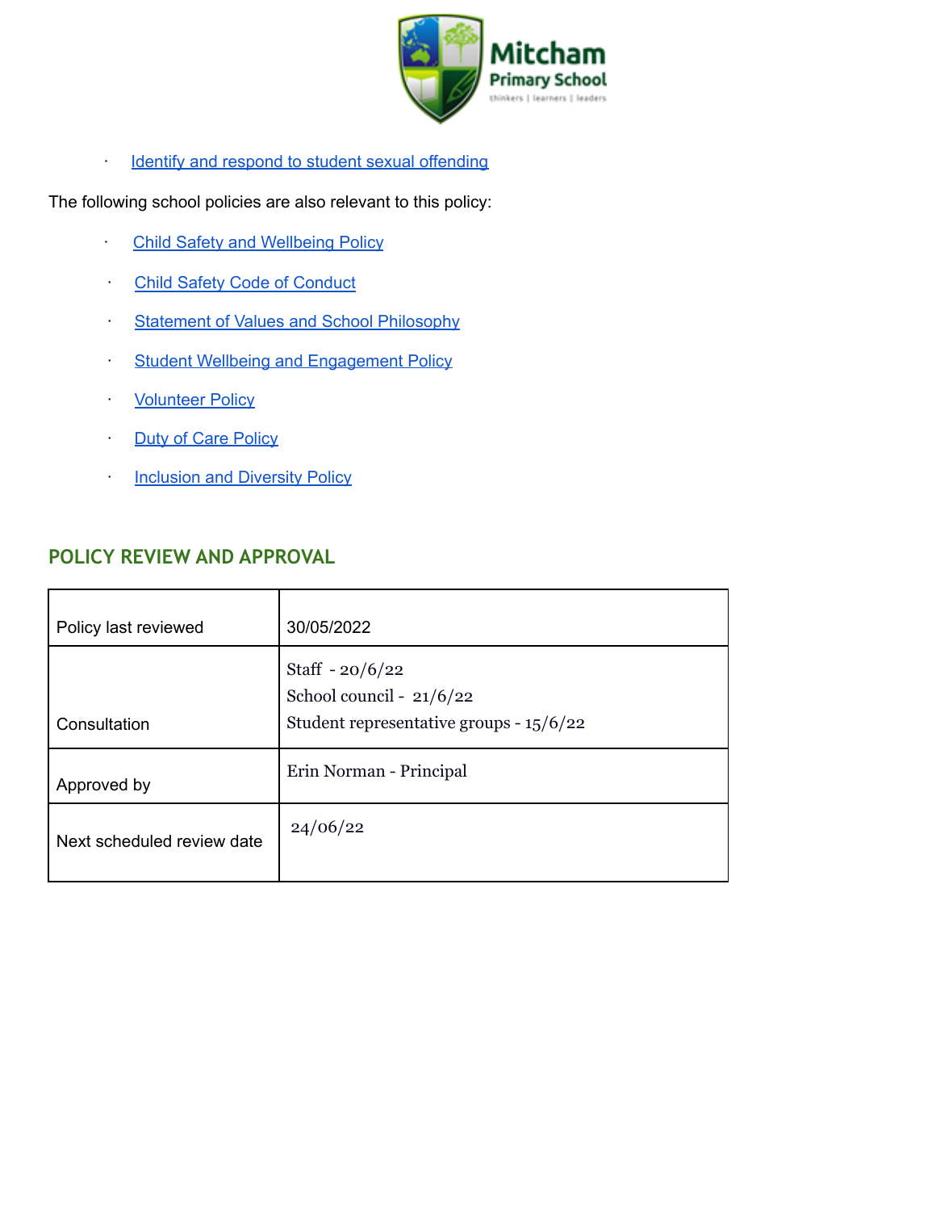- Identify and respond to student sexual offending

The following school policies are also relevant to this policy:

- Child Safety and Wellbeing Policy
- Child Safety Code of Conduct
- Statement of Values and School Philosophy
- Student Wellbeing and Engagement Policy
- Volunteer Policy
- Duty of Care Policy
- Inclusion and Diversity Policy

## POLICY REVIEW AND APPROVAL

| | |
|---|---|
| Policy last reviewed | 30/05/2022 |
| Consultation | Staff - 20/6/22<br>School council - 21/6/22<br>Student representative groups - 15/6/22 |
| Approved by | Erin Norman - Principal |
| Next scheduled review date | 24/06/22 |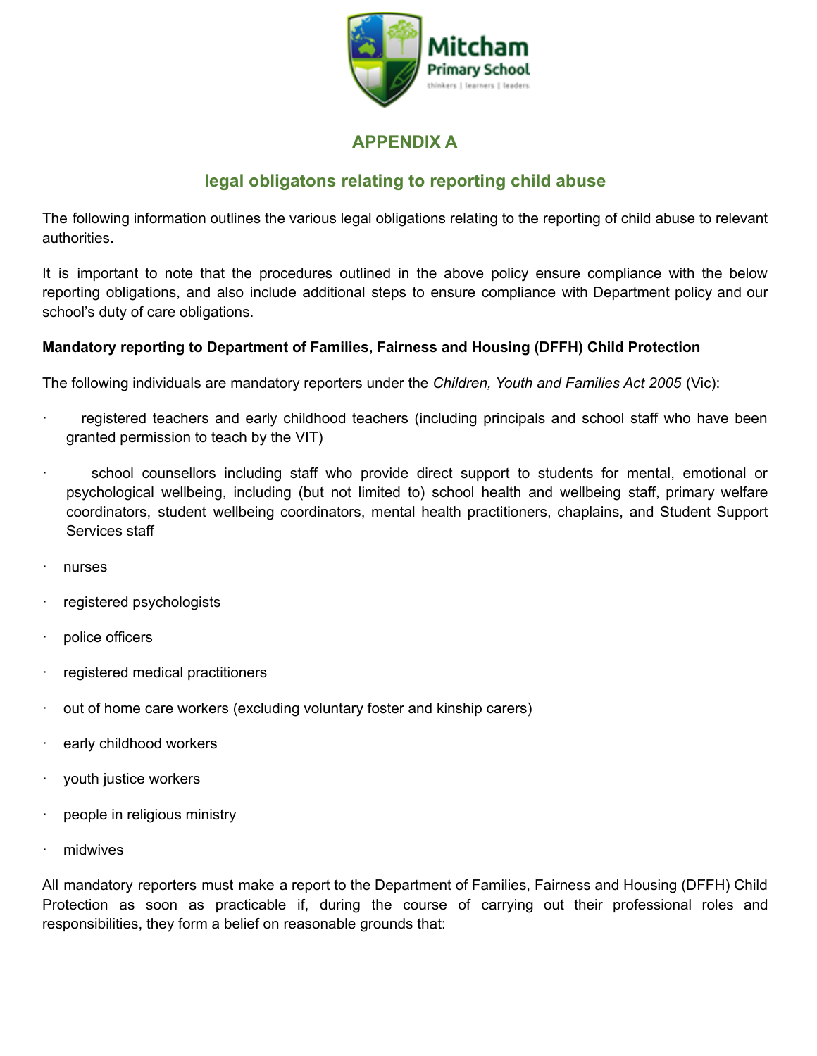## APPENDIX A

## legal obligatons relating to reporting child abuse

The following information outlines the various legal obligations relating to the reporting of child abuse to relevant authorities.

It is important to note that the procedures outlined in the above policy ensure compliance with the below reporting obligations, and also include additional steps to ensure compliance with Department policy and our school's duty of care obligations.

**Mandatory reporting to Department of Families, Fairness and Housing (DFFH) Child Protection**

The following individuals are mandatory reporters under the *Children, Youth and Families Act 2005* (Vic):

- registered teachers and early childhood teachers (including principals and school staff who have been granted permission to teach by the VIT)
- school counsellors including staff who provide direct support to students for mental, emotional or psychological wellbeing, including (but not limited to) school health and wellbeing staff, primary welfare coordinators, student wellbeing coordinators, mental health practitioners, chaplains, and Student Support Services staff
- nurses
- registered psychologists
- police officers
- registered medical practitioners
- out of home care workers (excluding voluntary foster and kinship carers)
- early childhood workers
- youth justice workers
- people in religious ministry
- midwives

All mandatory reporters must make a report to the Department of Families, Fairness and Housing (DFFH) Child Protection as soon as practicable if, during the course of carrying out their professional roles and responsibilities, they form a belief on reasonable grounds that: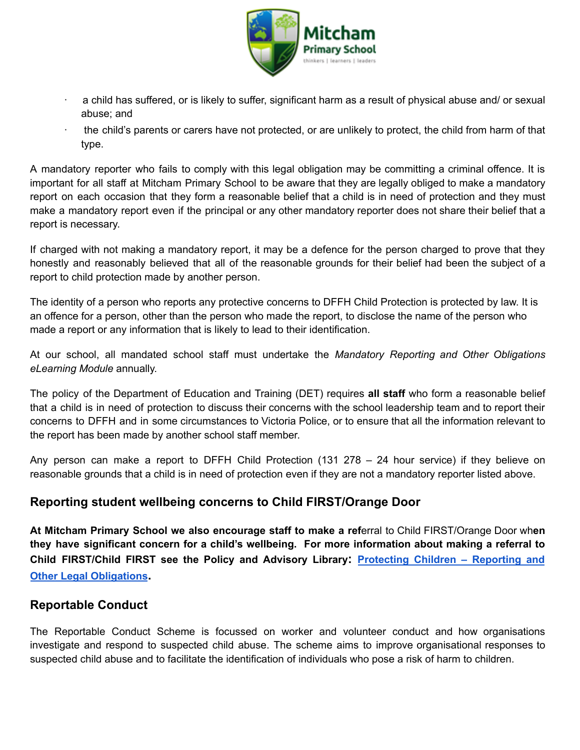- a child has suffered, or is likely to suffer, significant harm as a result of physical abuse and/ or sexual abuse; and
- the child's parents or carers have not protected, or are unlikely to protect, the child from harm of that type.

A mandatory reporter who fails to comply with this legal obligation may be committing a criminal offence. It is important for all staff at Mitcham Primary School to be aware that they are legally obliged to make a mandatory report on each occasion that they form a reasonable belief that a child is in need of protection and they must make a mandatory report even if the principal or any other mandatory reporter does not share their belief that a report is necessary.

If charged with not making a mandatory report, it may be a defence for the person charged to prove that they honestly and reasonably believed that all of the reasonable grounds for their belief had been the subject of a report to child protection made by another person.

The identity of a person who reports any protective concerns to DFFH Child Protection is protected by law. It is an offence for a person, other than the person who made the report, to disclose the name of the person who made a report or any information that is likely to lead to their identification.

At our school, all mandated school staff must undertake the *Mandatory Reporting and Other Obligations eLearning Module* annually.

The policy of the Department of Education and Training (DET) requires **all staff** who form a reasonable belief that a child is in need of protection to discuss their concerns with the school leadership team and to report their concerns to DFFH and in some circumstances to Victoria Police, or to ensure that all the information relevant to the report has been made by another school staff member.

Any person can make a report to DFFH Child Protection (131 278 – 24 hour service) if they believe on reasonable grounds that a child is in need of protection even if they are not a mandatory reporter listed above.

## Reporting student wellbeing concerns to Child FIRST/Orange Door

**At Mitcham Primary School we also encourage staff to make a ref**erral to Child FIRST/Orange Door wh**en they have significant concern for a child's wellbeing. For more information about making a referral to Child FIRST/Child FIRST see the Policy and Advisory Library: Protecting Children – Reporting and Other Legal Obligations.**

## Reportable Conduct

The Reportable Conduct Scheme is focussed on worker and volunteer conduct and how organisations investigate and respond to suspected child abuse. The scheme aims to improve organisational responses to suspected child abuse and to facilitate the identification of individuals who pose a risk of harm to children.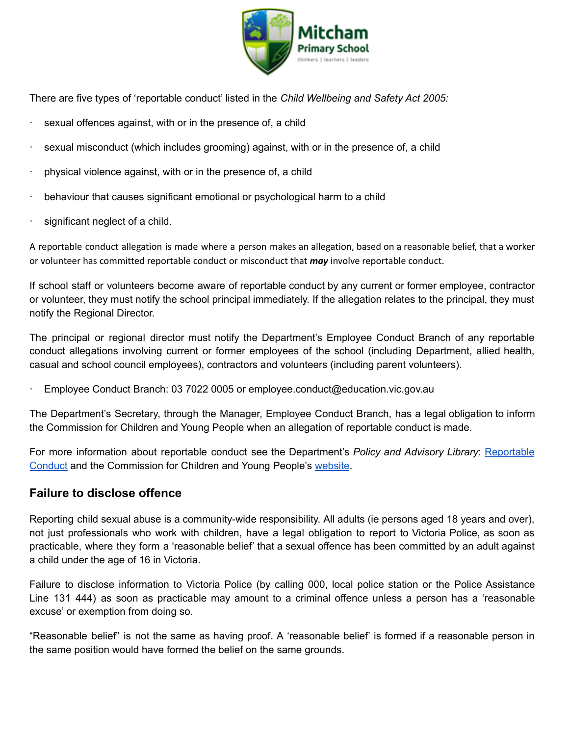There are five types of 'reportable conduct' listed in the *Child Wellbeing and Safety Act 2005:*

- sexual offences against, with or in the presence of, a child
- sexual misconduct (which includes grooming) against, with or in the presence of, a child
- physical violence against, with or in the presence of, a child
- behaviour that causes significant emotional or psychological harm to a child
- significant neglect of a child.

A reportable conduct allegation is made where a person makes an allegation, based on a reasonable belief, that a worker or volunteer has committed reportable conduct or misconduct that ***may*** involve reportable conduct.

If school staff or volunteers become aware of reportable conduct by any current or former employee, contractor or volunteer, they must notify the school principal immediately. If the allegation relates to the principal, they must notify the Regional Director.

The principal or regional director must notify the Department's Employee Conduct Branch of any reportable conduct allegations involving current or former employees of the school (including Department, allied health, casual and school council employees), contractors and volunteers (including parent volunteers).

- Employee Conduct Branch: 03 7022 0005 or employee.conduct@education.vic.gov.au

The Department's Secretary, through the Manager, Employee Conduct Branch, has a legal obligation to inform the Commission for Children and Young People when an allegation of reportable conduct is made.

For more information about reportable conduct see the Department's *Policy and Advisory Library*: Reportable Conduct and the Commission for Children and Young People's website.

## Failure to disclose offence

Reporting child sexual abuse is a community-wide responsibility. All adults (ie persons aged 18 years and over), not just professionals who work with children, have a legal obligation to report to Victoria Police, as soon as practicable, where they form a 'reasonable belief' that a sexual offence has been committed by an adult against a child under the age of 16 in Victoria.

Failure to disclose information to Victoria Police (by calling 000, local police station or the Police Assistance Line 131 444) as soon as practicable may amount to a criminal offence unless a person has a 'reasonable excuse' or exemption from doing so.

"Reasonable belief" is not the same as having proof. A 'reasonable belief' is formed if a reasonable person in the same position would have formed the belief on the same grounds.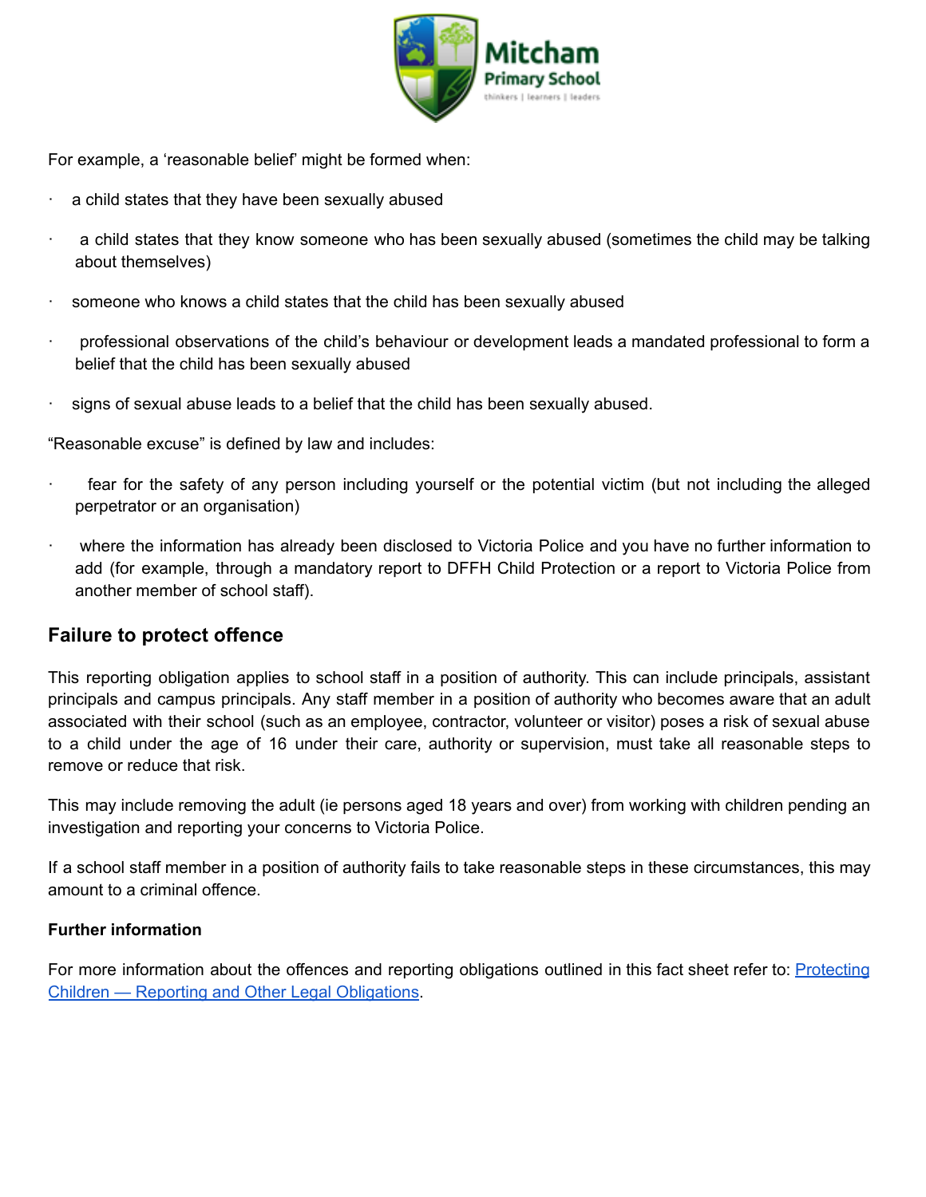For example, a 'reasonable belief' might be formed when:

- a child states that they have been sexually abused
- a child states that they know someone who has been sexually abused (sometimes the child may be talking about themselves)
- someone who knows a child states that the child has been sexually abused
- professional observations of the child's behaviour or development leads a mandated professional to form a belief that the child has been sexually abused
- signs of sexual abuse leads to a belief that the child has been sexually abused.

"Reasonable excuse" is defined by law and includes:

- fear for the safety of any person including yourself or the potential victim (but not including the alleged perpetrator or an organisation)
- where the information has already been disclosed to Victoria Police and you have no further information to add (for example, through a mandatory report to DFFH Child Protection or a report to Victoria Police from another member of school staff).

## Failure to protect offence

This reporting obligation applies to school staff in a position of authority. This can include principals, assistant principals and campus principals. Any staff member in a position of authority who becomes aware that an adult associated with their school (such as an employee, contractor, volunteer or visitor) poses a risk of sexual abuse to a child under the age of 16 under their care, authority or supervision, must take all reasonable steps to remove or reduce that risk.

This may include removing the adult (ie persons aged 18 years and over) from working with children pending an investigation and reporting your concerns to Victoria Police.

If a school staff member in a position of authority fails to take reasonable steps in these circumstances, this may amount to a criminal offence.

**Further information**

For more information about the offences and reporting obligations outlined in this fact sheet refer to: [Protecting Children — Reporting and Other Legal Obligations](#).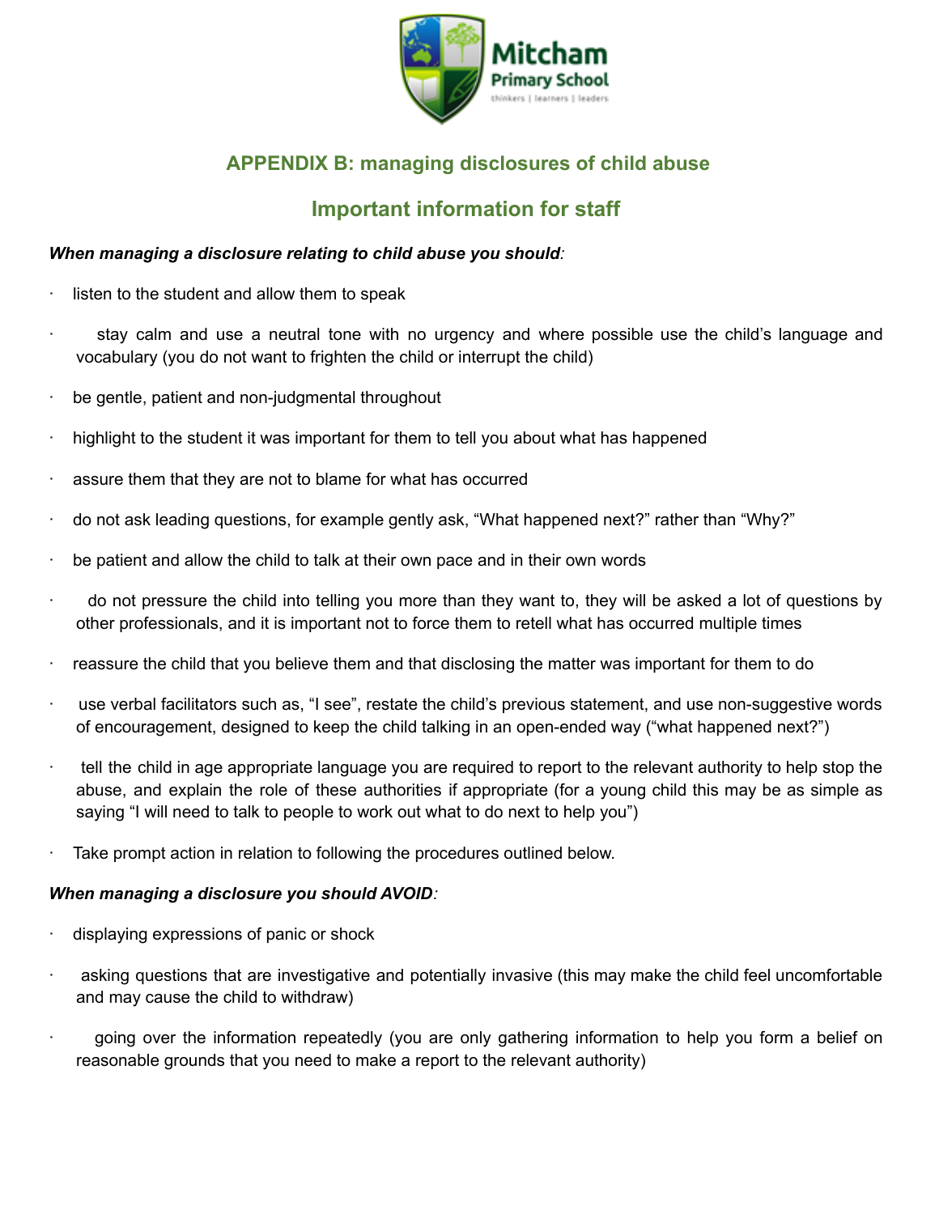## APPENDIX B: managing disclosures of child abuse

## Important information for staff

***When managing a disclosure relating to child abuse you should:***

- listen to the student and allow them to speak
- stay calm and use a neutral tone with no urgency and where possible use the child's language and vocabulary (you do not want to frighten the child or interrupt the child)
- be gentle, patient and non-judgmental throughout
- highlight to the student it was important for them to tell you about what has happened
- assure them that they are not to blame for what has occurred
- do not ask leading questions, for example gently ask, "What happened next?" rather than "Why?"
- be patient and allow the child to talk at their own pace and in their own words
- do not pressure the child into telling you more than they want to, they will be asked a lot of questions by other professionals, and it is important not to force them to retell what has occurred multiple times
- reassure the child that you believe them and that disclosing the matter was important for them to do
- use verbal facilitators such as, "I see", restate the child's previous statement, and use non-suggestive words of encouragement, designed to keep the child talking in an open-ended way ("what happened next?")
- tell the child in age appropriate language you are required to report to the relevant authority to help stop the abuse, and explain the role of these authorities if appropriate (for a young child this may be as simple as saying "I will need to talk to people to work out what to do next to help you")
- Take prompt action in relation to following the procedures outlined below.

***When managing a disclosure you should AVOID:***

- displaying expressions of panic or shock
- asking questions that are investigative and potentially invasive (this may make the child feel uncomfortable and may cause the child to withdraw)
- going over the information repeatedly (you are only gathering information to help you form a belief on reasonable grounds that you need to make a report to the relevant authority)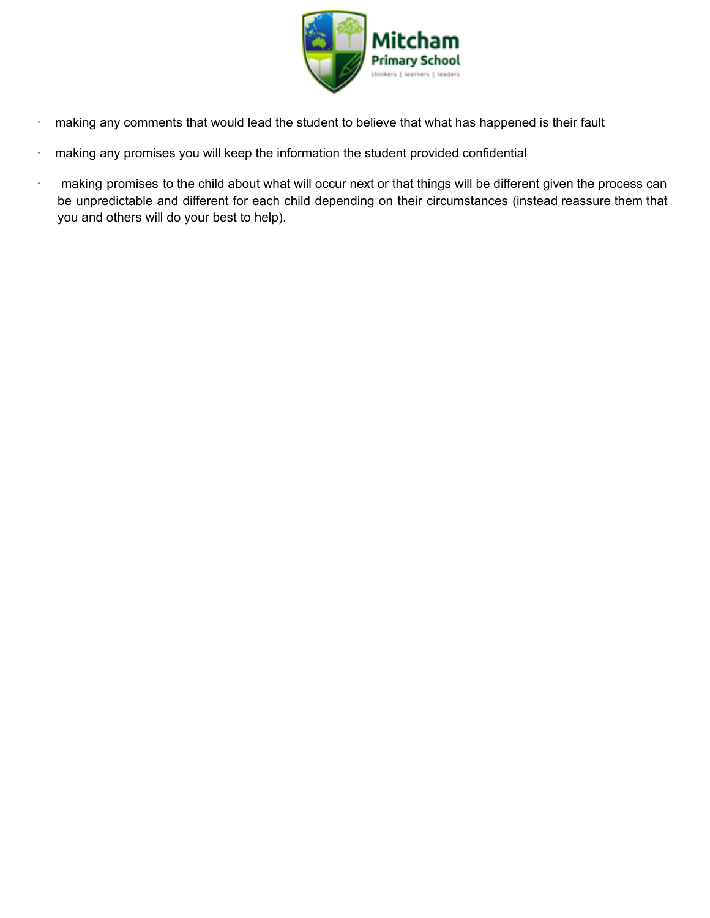- making any comments that would lead the student to believe that what has happened is their fault
- making any promises you will keep the information the student provided confidential
- making promises to the child about what will occur next or that things will be different given the process can be unpredictable and different for each child depending on their circumstances (instead reassure them that you and others will do your best to help).